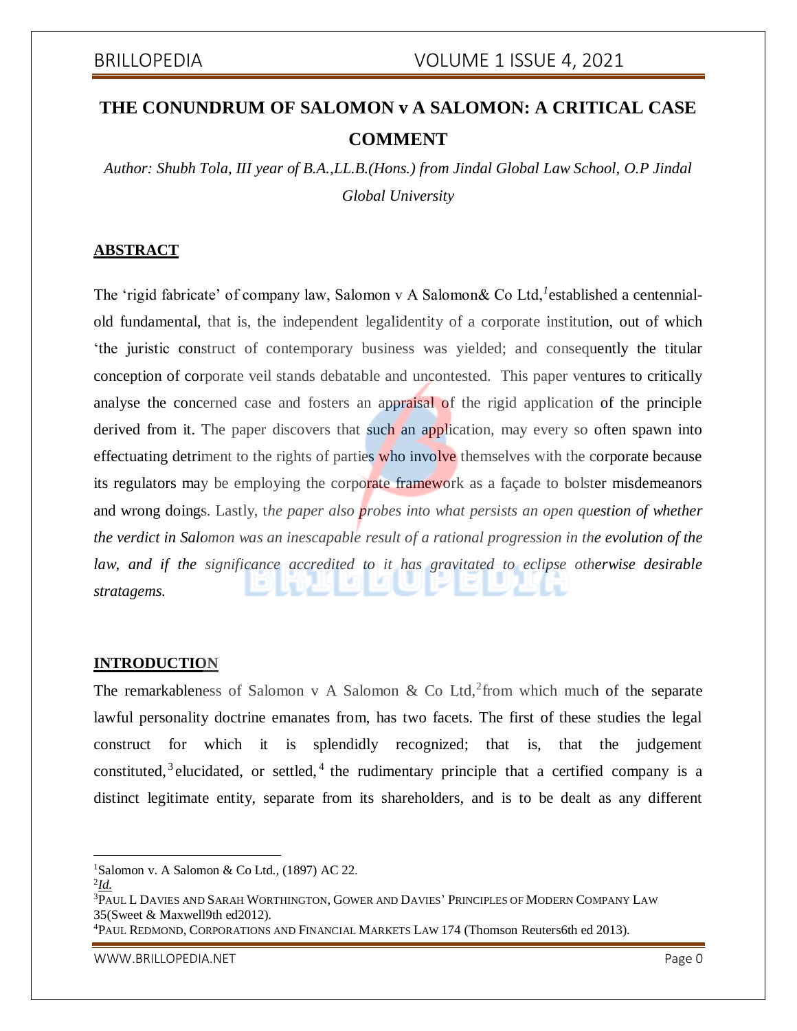# THE CONUNDRUM OF SALOMON v A SALOMON: A CRITICAL CASE COMMENT

*Author: Shubh Tola, III year of B.A.,LL.B.(Hons.) from Jindal Global Law School, O.P Jindal Global University*

## ABSTRACT

The 'rigid fabricate' of company law, Salomon v A Salomon& Co Ltd,[1] established a centennial-old fundamental, that is, the independent legalidentity of a corporate institution, out of which 'the juristic construct of contemporary business was yielded; and consequently the titular conception of corporate veil stands debatable and uncontested. This paper ventures to critically analyse the concerned case and fosters an appraisal of the rigid application of the principle derived from it. The paper discovers that such an application, may every so often spawn into effectuating detriment to the rights of parties who involve themselves with the corporate because its regulators may be employing the corporate framework as a façade to bolster misdemeanors and wrong doings. Lastly, t*he paper also probes into what persists an open question of whether the verdict in Salomon was an inescapable result of a rational progression in the evolution of the law, and if the significance accredited to it has gravitated to eclipse otherwise desirable stratagems.*

## INTRODUCTION

The remarkableness of Salomon v A Salomon & Co Ltd,[2] from which much of the separate lawful personality doctrine emanates from, has two facets. The first of these studies the legal construct for which it is splendidly recognized; that is, that the judgement constituted,[3] elucidated, or settled,[4] the rudimentary principle that a certified company is a distinct legitimate entity, separate from its shareholders, and is to be dealt as any different

---

[1] Salomon v. A Salomon & Co Ltd., (1897) AC 22.

[2] *Id.*

[3] PAUL L DAVIES AND SARAH WORTHINGTON, GOWER AND DAVIES' PRINCIPLES OF MODERN COMPANY LAW 35(Sweet & Maxwell9th ed2012).

[4] PAUL REDMOND, CORPORATIONS AND FINANCIAL MARKETS LAW 174 (Thomson Reuters6th ed 2013).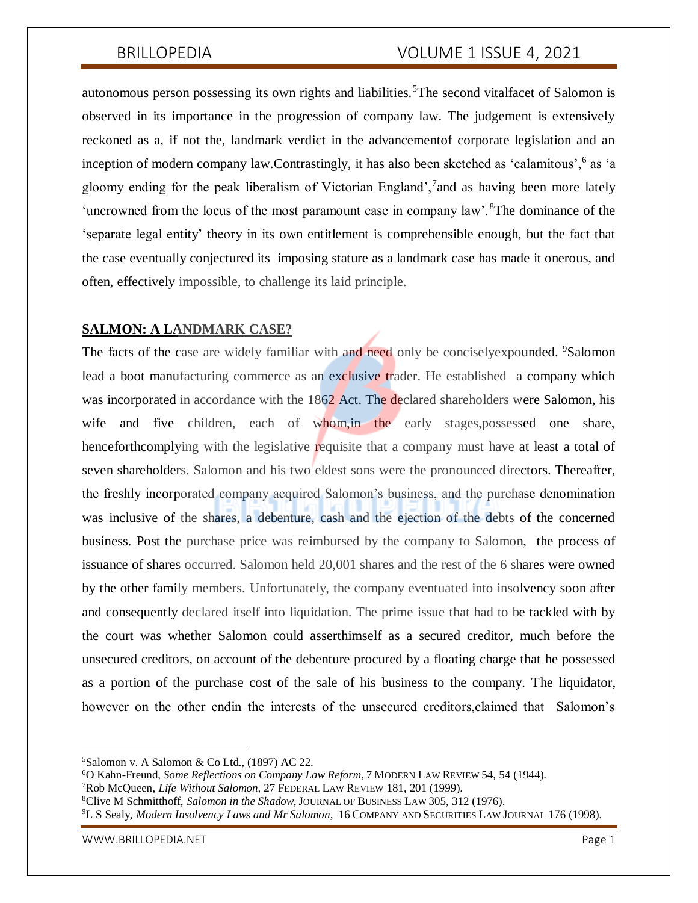autonomous person possessing its own rights and liabilities.[5] The second vitalfacet of Salomon is observed in its importance in the progression of company law. The judgement is extensively reckoned as a, if not the, landmark verdict in the advancementof corporate legislation and an inception of modern company law.Contrastingly, it has also been sketched as 'calamitous',[6] as 'a gloomy ending for the peak liberalism of Victorian England',[7] and as having been more lately 'uncrowned from the locus of the most paramount case in company law'.[8] The dominance of the 'separate legal entity' theory in its own entitlement is comprehensible enough, but the fact that the case eventually conjectured its imposing stature as a landmark case has made it onerous, and often, effectively impossible, to challenge its laid principle.

## **SALMON: A LANDMARK CASE?**

The facts of the case are widely familiar with and need only be conciselyexpounded. [9] Salomon lead a boot manufacturing commerce as an exclusive trader. He established a company which was incorporated in accordance with the 1862 Act. The declared shareholders were Salomon, his wife and five children, each of whom,in the early stages,possessed one share, henceforthcomplying with the legislative requisite that a company must have at least a total of seven shareholders. Salomon and his two eldest sons were the pronounced directors. Thereafter, the freshly incorporated company acquired Salomon's business, and the purchase denomination was inclusive of the shares, a debenture, cash and the ejection of the debts of the concerned business. Post the purchase price was reimbursed by the company to Salomon, the process of issuance of shares occurred. Salomon held 20,001 shares and the rest of the 6 shares were owned by the other family members. Unfortunately, the company eventuated into insolvency soon after and consequently declared itself into liquidation. The prime issue that had to be tackled with by the court was whether Salomon could asserthimself as a secured creditor, much before the unsecured creditors, on account of the debenture procured by a floating charge that he possessed as a portion of the purchase cost of the sale of his business to the company. The liquidator, however on the other endin the interests of the unsecured creditors,claimed that Salomon's

---

[5] Salomon v. A Salomon & Co Ltd., (1897) AC 22.

[6] O Kahn-Freund, *Some Reflections on Company Law Reform*, 7 Modern Law Review 54, 54 (1944).

[7] Rob McQueen, *Life Without Salomon*, 27 Federal Law Review 181, 201 (1999).

[8] Clive M Schmitthoff, *Salomon in the Shadow*, Journal of Business Law 305, 312 (1976).

[9] L S Sealy, *Modern Insolvency Laws and Mr Salomon*, 16 Company and Securities Law Journal 176 (1998).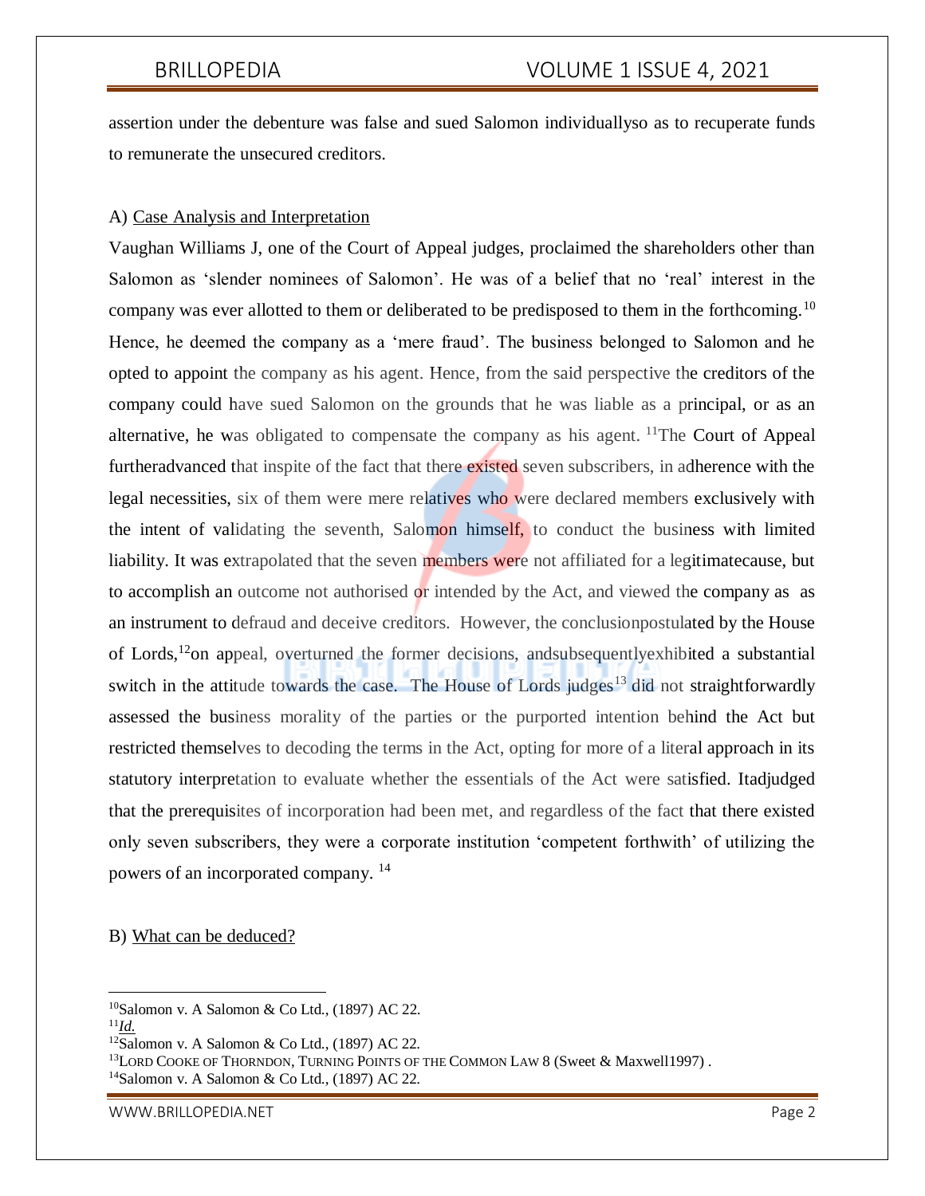assertion under the debenture was false and sued Salomon individuallyso as to recuperate funds to remunerate the unsecured creditors.

A) Case Analysis and Interpretation

Vaughan Williams J, one of the Court of Appeal judges, proclaimed the shareholders other than Salomon as 'slender nominees of Salomon'. He was of a belief that no 'real' interest in the company was ever allotted to them or deliberated to be predisposed to them in the forthcoming.[10] Hence, he deemed the company as a 'mere fraud'. The business belonged to Salomon and he opted to appoint the company as his agent. Hence, from the said perspective the creditors of the company could have sued Salomon on the grounds that he was liable as a principal, or as an alternative, he was obligated to compensate the company as his agent. [11]The Court of Appeal furtheradvanced that inspite of the fact that there existed seven subscribers, in adherence with the legal necessities, six of them were mere relatives who were declared members exclusively with the intent of validating the seventh, Salomon himself, to conduct the business with limited liability. It was extrapolated that the seven members were not affiliated for a legitimatecause, but to accomplish an outcome not authorised or intended by the Act, and viewed the company as as an instrument to defraud and deceive creditors. However, the conclusionpostulated by the House of Lords,[12]on appeal, overturned the former decisions, andsubsequentlyexhibited a substantial switch in the attitude towards the case. The House of Lords judges[13] did not straightforwardly assessed the business morality of the parties or the purported intention behind the Act but restricted themselves to decoding the terms in the Act, opting for more of a literal approach in its statutory interpretation to evaluate whether the essentials of the Act were satisfied. Itadjudged that the prerequisites of incorporation had been met, and regardless of the fact that there existed only seven subscribers, they were a corporate institution 'competent forthwith' of utilizing the powers of an incorporated company. [14]

B) What can be deduced?

---

[10]Salomon v. A Salomon & Co Ltd., (1897) AC 22.

[11]*Id.*

[12]Salomon v. A Salomon & Co Ltd., (1897) AC 22.

[13]LORD COOKE OF THORNDON, TURNING POINTS OF THE COMMON LAW 8 (Sweet & Maxwell1997) .

[14]Salomon v. A Salomon & Co Ltd., (1897) AC 22.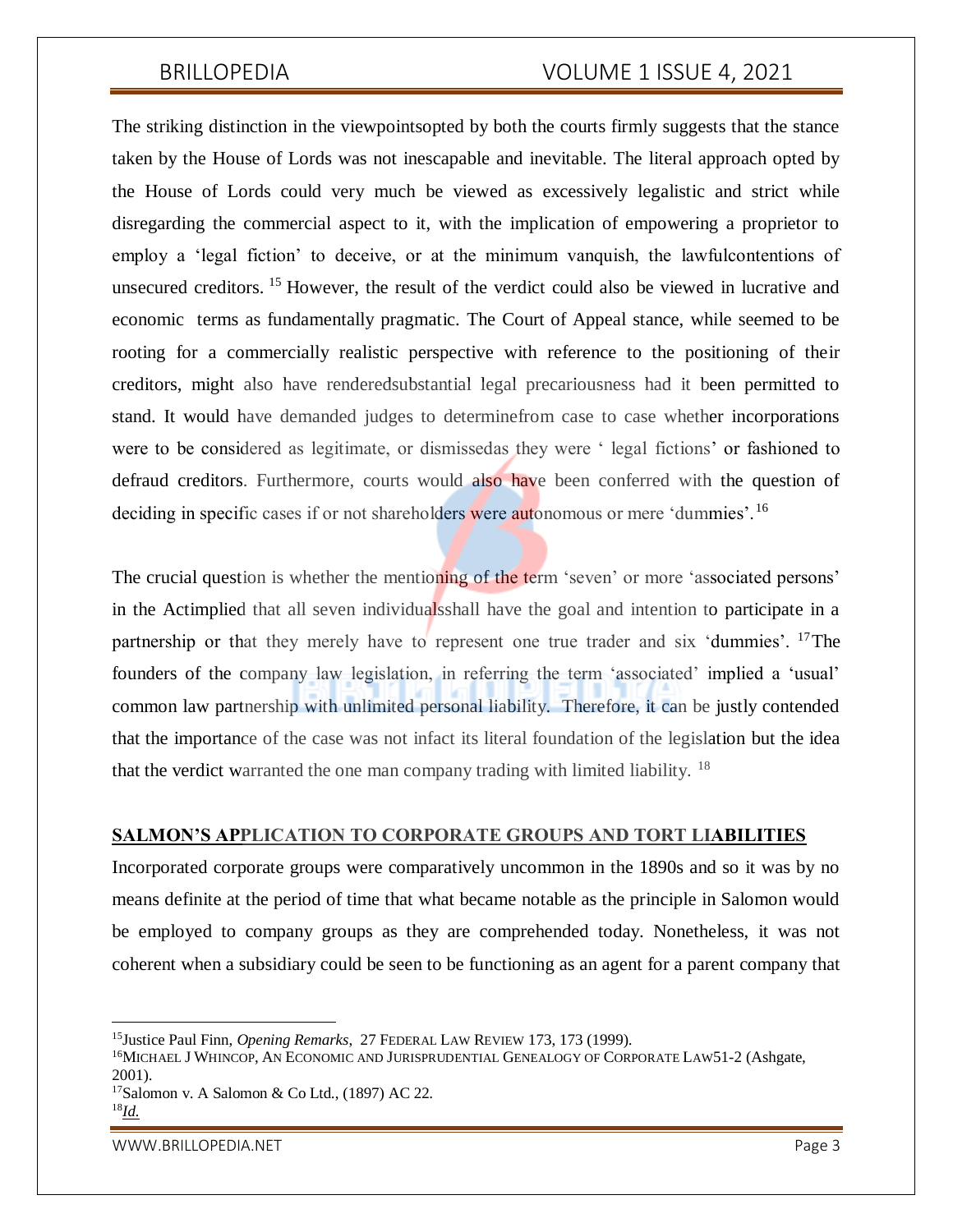The striking distinction in the viewpointsopted by both the courts firmly suggests that the stance taken by the House of Lords was not inescapable and inevitable. The literal approach opted by the House of Lords could very much be viewed as excessively legalistic and strict while disregarding the commercial aspect to it, with the implication of empowering a proprietor to employ a 'legal fiction' to deceive, or at the minimum vanquish, the lawfulcontentions of unsecured creditors. [15] However, the result of the verdict could also be viewed in lucrative and economic terms as fundamentally pragmatic. The Court of Appeal stance, while seemed to be rooting for a commercially realistic perspective with reference to the positioning of their creditors, might also have renderedsubstantial legal precariousness had it been permitted to stand. It would have demanded judges to determinefrom case to case whether incorporations were to be considered as legitimate, or dismissedas they were ' legal fictions' or fashioned to defraud creditors. Furthermore, courts would also have been conferred with the question of deciding in specific cases if or not shareholders were autonomous or mere 'dummies'.[16]

The crucial question is whether the mentioning of the term 'seven' or more 'associated persons' in the Actimplied that all seven individualsshall have the goal and intention to participate in a partnership or that they merely have to represent one true trader and six 'dummies'. [17]The founders of the company law legislation, in referring the term 'associated' implied a 'usual' common law partnership with unlimited personal liability. Therefore, it can be justly contended that the importance of the case was not infact its literal foundation of the legislation but the idea that the verdict warranted the one man company trading with limited liability. [18]

## SALMON'S APPLICATION TO CORPORATE GROUPS AND TORT LIABILITIES

Incorporated corporate groups were comparatively uncommon in the 1890s and so it was by no means definite at the period of time that what became notable as the principle in Salomon would be employed to company groups as they are comprehended today. Nonetheless, it was not coherent when a subsidiary could be seen to be functioning as an agent for a parent company that

---

[15] Justice Paul Finn, *Opening Remarks*, 27 FEDERAL LAW REVIEW 173, 173 (1999).

[16] MICHAEL J WHINCOP, AN ECONOMIC AND JURISPRUDENTIAL GENEALOGY OF CORPORATE LAW51-2 (Ashgate, 2001).

[17] Salomon v. A Salomon & Co Ltd., (1897) AC 22.

[18] *Id.*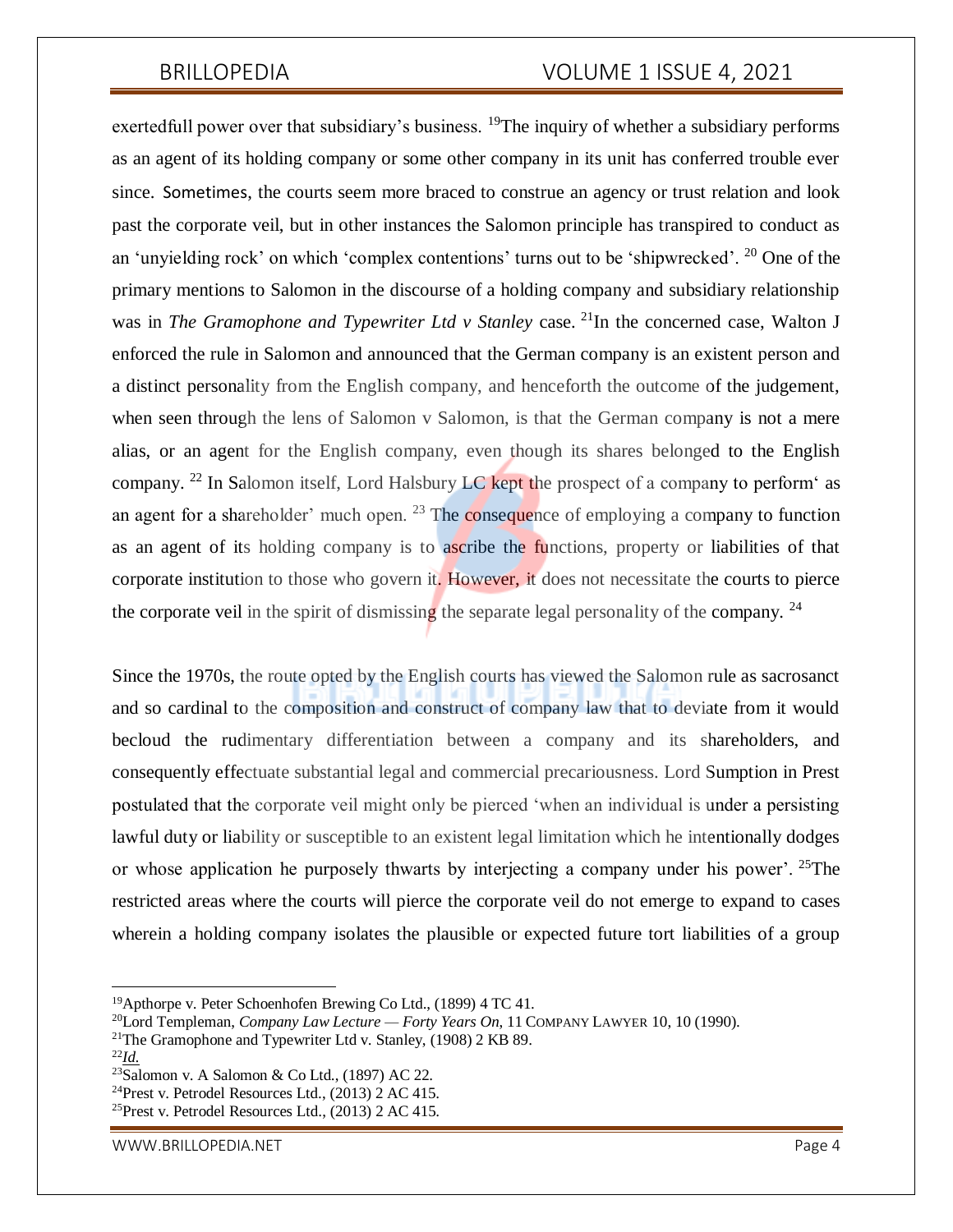exertedfull power over that subsidiary's business. [19]The inquiry of whether a subsidiary performs as an agent of its holding company or some other company in its unit has conferred trouble ever since. Sometimes, the courts seem more braced to construe an agency or trust relation and look past the corporate veil, but in other instances the Salomon principle has transpired to conduct as an 'unyielding rock' on which 'complex contentions' turns out to be 'shipwrecked'. [20] One of the primary mentions to Salomon in the discourse of a holding company and subsidiary relationship was in *The Gramophone and Typewriter Ltd v Stanley* case. [21]In the concerned case, Walton J enforced the rule in Salomon and announced that the German company is an existent person and a distinct personality from the English company, and henceforth the outcome of the judgement, when seen through the lens of Salomon v Salomon, is that the German company is not a mere alias, or an agent for the English company, even though its shares belonged to the English company. [22] In Salomon itself, Lord Halsbury LC kept the prospect of a company to perform' as an agent for a shareholder' much open. [23] The consequence of employing a company to function as an agent of its holding company is to ascribe the functions, property or liabilities of that corporate institution to those who govern it. However, it does not necessitate the courts to pierce the corporate veil in the spirit of dismissing the separate legal personality of the company. [24]

Since the 1970s, the route opted by the English courts has viewed the Salomon rule as sacrosanct and so cardinal to the composition and construct of company law that to deviate from it would becloud the rudimentary differentiation between a company and its shareholders, and consequently effectuate substantial legal and commercial precariousness. Lord Sumption in Prest postulated that the corporate veil might only be pierced 'when an individual is under a persisting lawful duty or liability or susceptible to an existent legal limitation which he intentionally dodges or whose application he purposely thwarts by interjecting a company under his power'. [25]The restricted areas where the courts will pierce the corporate veil do not emerge to expand to cases wherein a holding company isolates the plausible or expected future tort liabilities of a group

---

[19] Apthorpe v. Peter Schoenhofen Brewing Co Ltd., (1899) 4 TC 41.

[20] Lord Templeman, *Company Law Lecture — Forty Years On*, 11 COMPANY LAWYER 10, 10 (1990).

[21] The Gramophone and Typewriter Ltd v. Stanley, (1908) 2 KB 89.

[22] *Id.*

[23] Salomon v. A Salomon & Co Ltd., (1897) AC 22.

[24] Prest v. Petrodel Resources Ltd., (2013) 2 AC 415.

[25] Prest v. Petrodel Resources Ltd., (2013) 2 AC 415.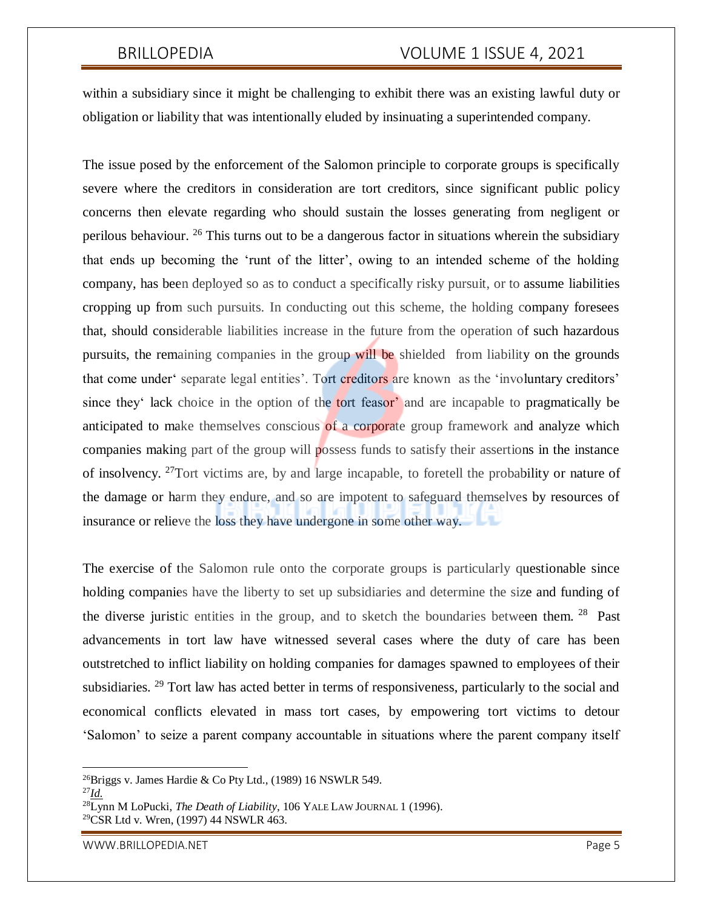within a subsidiary since it might be challenging to exhibit there was an existing lawful duty or obligation or liability that was intentionally eluded by insinuating a superintended company.

The issue posed by the enforcement of the Salomon principle to corporate groups is specifically severe where the creditors in consideration are tort creditors, since significant public policy concerns then elevate regarding who should sustain the losses generating from negligent or perilous behaviour. [26] This turns out to be a dangerous factor in situations wherein the subsidiary that ends up becoming the 'runt of the litter', owing to an intended scheme of the holding company, has been deployed so as to conduct a specifically risky pursuit, or to assume liabilities cropping up from such pursuits. In conducting out this scheme, the holding company foresees that, should considerable liabilities increase in the future from the operation of such hazardous pursuits, the remaining companies in the group will be shielded from liability on the grounds that come under' separate legal entities'. Tort creditors are known as the 'involuntary creditors' since they' lack choice in the option of the tort feasor' and are incapable to pragmatically be anticipated to make themselves conscious of a corporate group framework and analyze which companies making part of the group will possess funds to satisfy their assertions in the instance of insolvency. [27]Tort victims are, by and large incapable, to foretell the probability or nature of the damage or harm they endure, and so are impotent to safeguard themselves by resources of insurance or relieve the loss they have undergone in some other way.

The exercise of the Salomon rule onto the corporate groups is particularly questionable since holding companies have the liberty to set up subsidiaries and determine the size and funding of the diverse juristic entities in the group, and to sketch the boundaries between them. [28] Past advancements in tort law have witnessed several cases where the duty of care has been outstretched to inflict liability on holding companies for damages spawned to employees of their subsidiaries. [29] Tort law has acted better in terms of responsiveness, particularly to the social and economical conflicts elevated in mass tort cases, by empowering tort victims to detour 'Salomon' to seize a parent company accountable in situations where the parent company itself

---

[26]Briggs v. James Hardie & Co Pty Ltd., (1989) 16 NSWLR 549.

[27]*Id.*

[28]Lynn M LoPucki, *The Death of Liability*, 106 YALE LAW JOURNAL 1 (1996).

[29]CSR Ltd v. Wren, (1997) 44 NSWLR 463.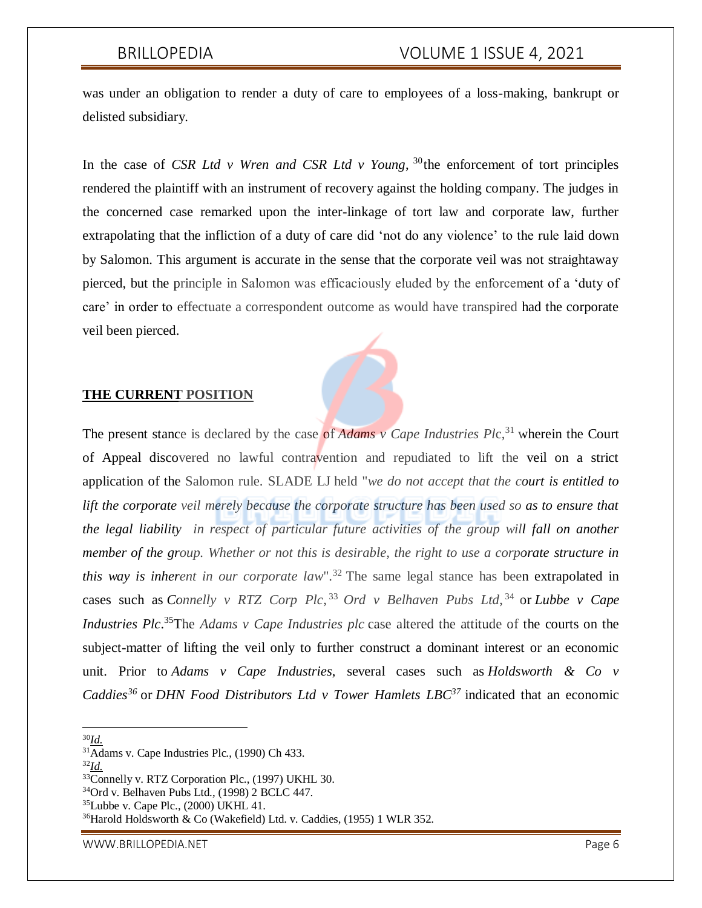was under an obligation to render a duty of care to employees of a loss-making, bankrupt or delisted subsidiary.

In the case of *CSR Ltd v Wren and CSR Ltd v Young*, [30] the enforcement of tort principles rendered the plaintiff with an instrument of recovery against the holding company. The judges in the concerned case remarked upon the inter-linkage of tort law and corporate law, further extrapolating that the infliction of a duty of care did 'not do any violence' to the rule laid down by Salomon. This argument is accurate in the sense that the corporate veil was not straightaway pierced, but the principle in Salomon was efficaciously eluded by the enforcement of a 'duty of care' in order to effectuate a correspondent outcome as would have transpired had the corporate veil been pierced.

## THE CURRENT POSITION

The present stance is declared by the case of *Adams v Cape Industries Plc*,[31] wherein the Court of Appeal discovered no lawful contravention and repudiated to lift the veil on a strict application of the Salomon rule. SLADE LJ held "*we do not accept that the court is entitled to lift the corporate veil merely because the corporate structure has been used so as to ensure that the legal liability in respect of particular future activities of the group will fall on another member of the group. Whether or not this is desirable, the right to use a corporate structure in this way is inherent in our corporate law*".[32] The same legal stance has been extrapolated in cases such as *Connelly v RTZ Corp Plc*,[33] *Ord v Belhaven Pubs Ltd*,[34] or *Lubbe v Cape Industries Plc*.[35] The *Adams v Cape Industries plc* case altered the attitude of the courts on the subject-matter of lifting the veil only to further construct a dominant interest or an economic unit. Prior to *Adams v Cape Industries*, several cases such as *Holdsworth & Co v Caddies*[36] or *DHN Food Distributors Ltd v Tower Hamlets LBC*[37] indicated that an economic

---

[30] *Id.*
[31] Adams v. Cape Industries Plc., (1990) Ch 433.
[32] *Id.*
[33] Connelly v. RTZ Corporation Plc., (1997) UKHL 30.
[34] Ord v. Belhaven Pubs Ltd., (1998) 2 BCLC 447.
[35] Lubbe v. Cape Plc., (2000) UKHL 41.
[36] Harold Holdsworth & Co (Wakefield) Ltd. v. Caddies, (1955) 1 WLR 352.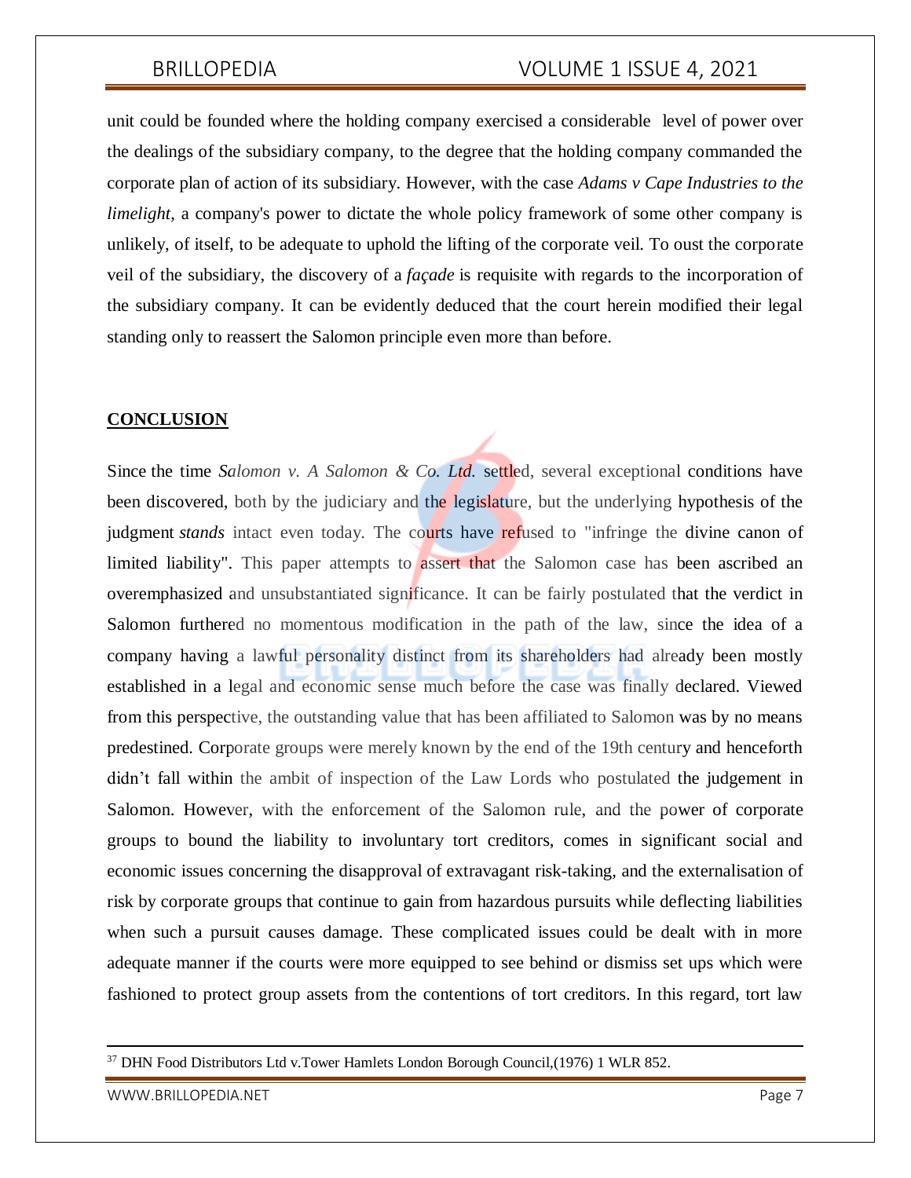unit could be founded where the holding company exercised a considerable level of power over the dealings of the subsidiary company, to the degree that the holding company commanded the corporate plan of action of its subsidiary. However, with the case *Adams v Cape Industries to the limelight*, a company's power to dictate the whole policy framework of some other company is unlikely, of itself, to be adequate to uphold the lifting of the corporate veil. To oust the corporate veil of the subsidiary, the discovery of a *façade* is requisite with regards to the incorporation of the subsidiary company. It can be evidently deduced that the court herein modified their legal standing only to reassert the Salomon principle even more than before.

## CONCLUSION

Since the time *Salomon v. A Salomon & Co. Ltd.* settled, several exceptional conditions have been discovered, both by the judiciary and the legislature, but the underlying hypothesis of the judgment *stands* intact even today. The courts have refused to "infringe the divine canon of limited liability". This paper attempts to assert that the Salomon case has been ascribed an overemphasized and unsubstantiated significance. It can be fairly postulated that the verdict in Salomon furthered no momentous modification in the path of the law, since the idea of a company having a lawful personality distinct from its shareholders had already been mostly established in a legal and economic sense much before the case was finally declared. Viewed from this perspective, the outstanding value that has been affiliated to Salomon was by no means predestined. Corporate groups were merely known by the end of the 19th century and henceforth didn't fall within the ambit of inspection of the Law Lords who postulated the judgement in Salomon. However, with the enforcement of the Salomon rule, and the power of corporate groups to bound the liability to involuntary tort creditors, comes in significant social and economic issues concerning the disapproval of extravagant risk-taking, and the externalisation of risk by corporate groups that continue to gain from hazardous pursuits while deflecting liabilities when such a pursuit causes damage. These complicated issues could be dealt with in more adequate manner if the courts were more equipped to see behind or dismiss set ups which were fashioned to protect group assets from the contentions of tort creditors. In this regard, tort law

---

[37] DHN Food Distributors Ltd v.Tower Hamlets London Borough Council,(1976) 1 WLR 852.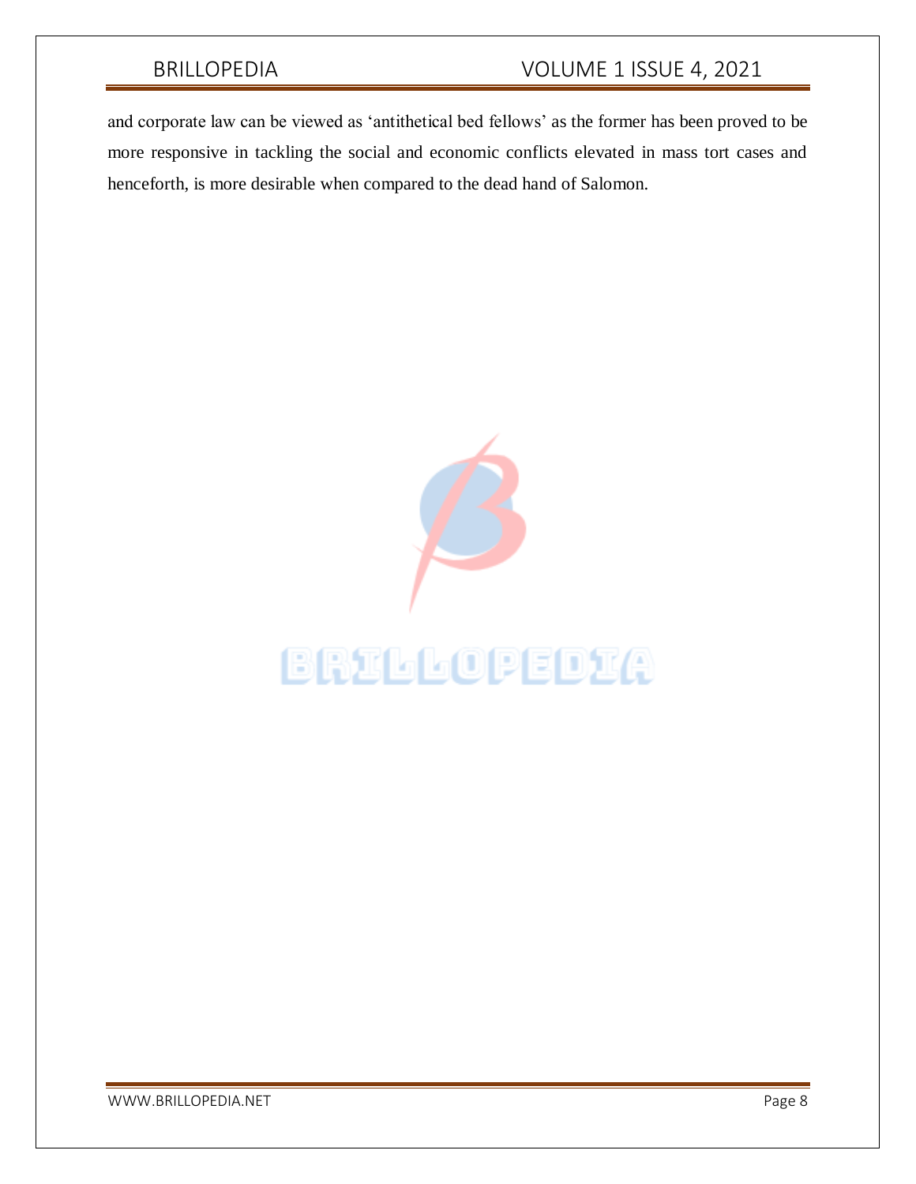and corporate law can be viewed as ‘antithetical bed fellows’ as the former has been proved to be more responsive in tackling the social and economic conflicts elevated in mass tort cases and henceforth, is more desirable when compared to the dead hand of Salomon.